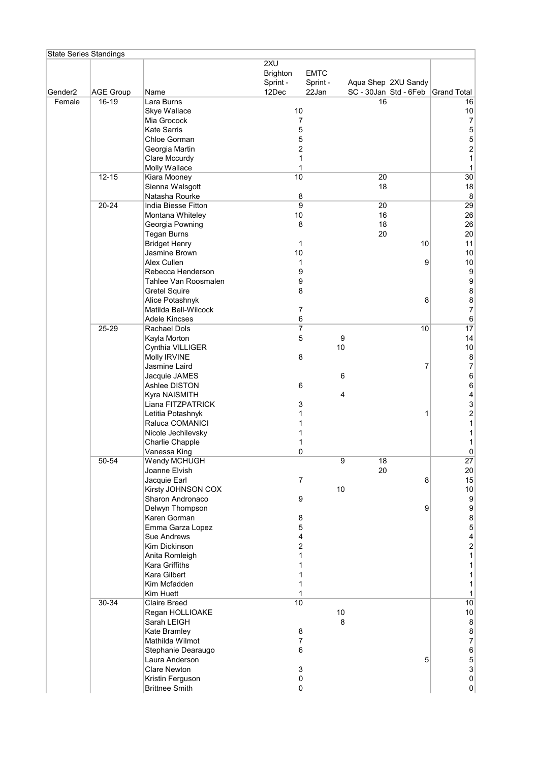State Series Standings

| Gender2 | AGE Group | Name | 2XU Brighton Sprint - 12Dec | EMTC Sprint - 22Jan | Aqua Shep SC - 30Jan | 2XU Sandy Std - 6Feb | Grand Total |
|---|---|---|---|---|---|---|---|
| Female | 16-19 | Lara Burns | | | 16 | | 16 |
| | | Skye Wallace | 10 | | | | 10 |
| | | Mia Grocock | 7 | | | | 7 |
| | | Kate Sarris | 5 | | | | 5 |
| | | Chloe Gorman | 5 | | | | 5 |
| | | Georgia Martin | 2 | | | | 2 |
| | | Clare Mccurdy | 1 | | | | 1 |
| | | Molly Wallace | 1 | | | | 1 |
| | 12-15 | Kiara Mooney | 10 | | 20 | | 30 |
| | | Sienna Walsgott | | | 18 | | 18 |
| | | Natasha Rourke | 8 | | | | 8 |
| | 20-24 | India Biesse Fitton | 9 | | 20 | | 29 |
| | | Montana Whiteley | 10 | | 16 | | 26 |
| | | Georgia Powning | 8 | | 18 | | 26 |
| | | Tegan Burns | | | 20 | | 20 |
| | | Bridget Henry | 1 | | | 10 | 11 |
| | | Jasmine Brown | 10 | | | | 10 |
| | | Alex Cullen | 1 | | | 9 | 10 |
| | | Rebecca Henderson | 9 | | | | 9 |
| | | Tahlee Van Roosmalen | 9 | | | | 9 |
| | | Gretel Squire | 8 | | | | 8 |
| | | Alice Potashnyk | | | | 8 | 8 |
| | | Matilda Bell-Wilcock | 7 | | | | 7 |
| | | Adele Kincses | 6 | | | | 6 |
| | 25-29 | Rachael Dols | 7 | | | 10 | 17 |
| | | Kayla Morton | 5 | 9 | | | 14 |
| | | Cynthia VILLIGER | | 10 | | | 10 |
| | | Molly IRVINE | 8 | | | | 8 |
| | | Jasmine Laird | | | | 7 | 7 |
| | | Jacquie JAMES | | 6 | | | 6 |
| | | Ashlee DISTON | 6 | | | | 6 |
| | | Kyra NAISMITH | | 4 | | | 4 |
| | | Liana FITZPATRICK | 3 | | | | 3 |
| | | Letitia Potashnyk | 1 | | | 1 | 2 |
| | | Raluca COMANICI | 1 | | | | 1 |
| | | Nicole Jechilevsky | 1 | | | | 1 |
| | | Charlie Chapple | 1 | | | | 1 |
| | | Vanessa King | 0 | | | | 0 |
| | 50-54 | Wendy MCHUGH | | 9 | 18 | | 27 |
| | | Joanne Elvish | | | 20 | | 20 |
| | | Jacquie Earl | 7 | | | 8 | 15 |
| | | Kirsty JOHNSON COX | | 10 | | | 10 |
| | | Sharon Andronaco | 9 | | | | 9 |
| | | Delwyn Thompson | | | | 9 | 9 |
| | | Karen Gorman | 8 | | | | 8 |
| | | Emma Garza Lopez | 5 | | | | 5 |
| | | Sue Andrews | 4 | | | | 4 |
| | | Kim Dickinson | 2 | | | | 2 |
| | | Anita Romleigh | 1 | | | | 1 |
| | | Kara Griffiths | 1 | | | | 1 |
| | | Kara Gilbert | 1 | | | | 1 |
| | | Kim Mcfadden | 1 | | | | 1 |
| | | Kim Huett | 1 | | | | 1 |
| | 30-34 | Claire Breed | 10 | | | | 10 |
| | | Regan HOLLIOAKE | | 10 | | | 10 |
| | | Sarah LEIGH | | 8 | | | 8 |
| | | Kate Bramley | 8 | | | | 8 |
| | | Mathilda Wilmot | 7 | | | | 7 |
| | | Stephanie Dearaugo | 6 | | | | 6 |
| | | Laura Anderson | | | | 5 | 5 |
| | | Clare Newton | 3 | | | | 3 |
| | | Kristin Ferguson | 0 | | | | 0 |
| | | Brittnee Smith | 0 | | | | 0 |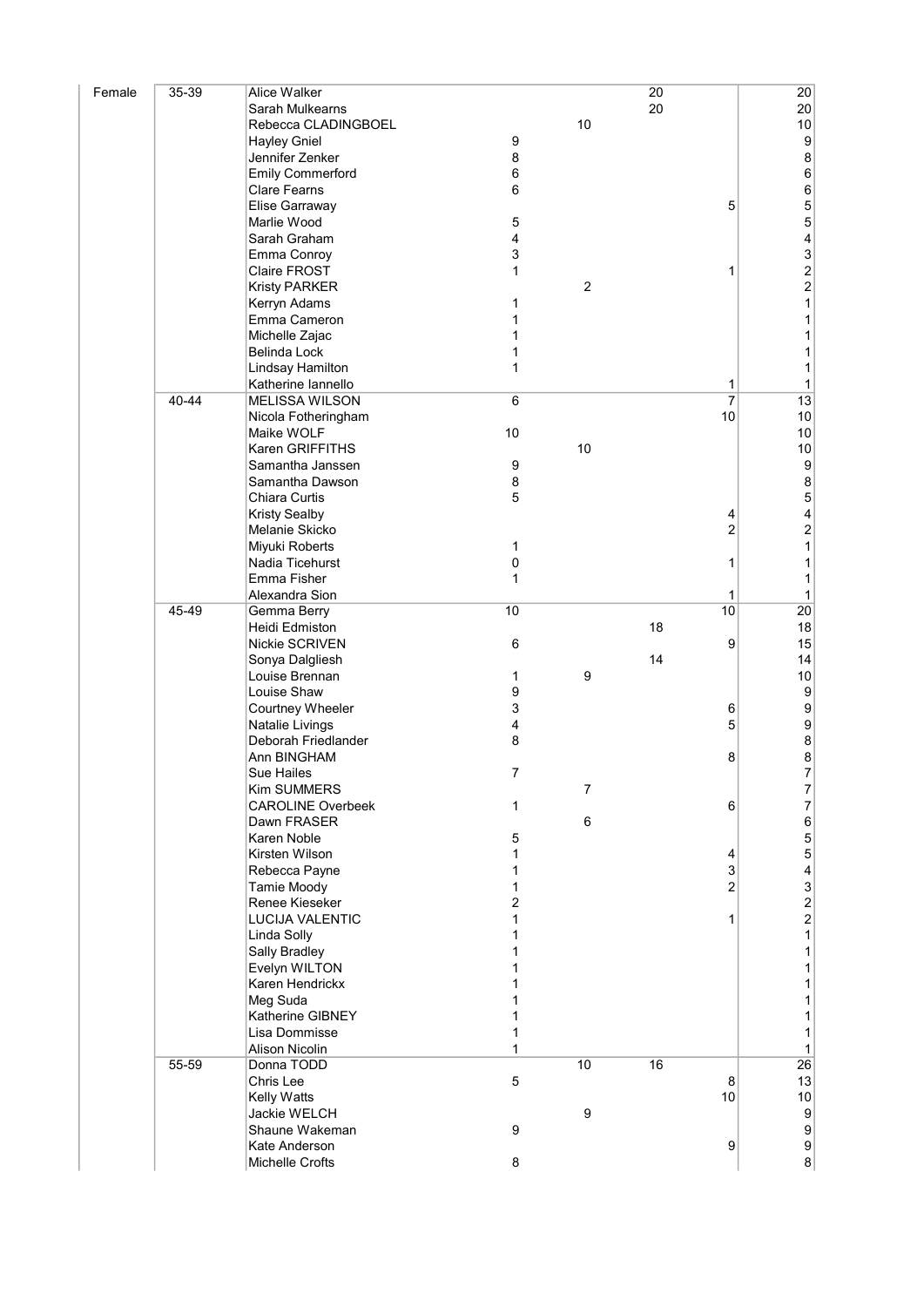| | | | | | | | |
|---|---|---|---|---|---|---|---|
| Female | 35-39 | Alice Walker | | | 20 | | 20 |
| | | Sarah Mulkearns | | | 20 | | 20 |
| | | Rebecca CLADINGBOEL | | 10 | | | 10 |
| | | Hayley Gniel | 9 | | | | 9 |
| | | Jennifer Zenker | 8 | | | | 8 |
| | | Emily Commerford | 6 | | | | 6 |
| | | Clare Fearns | 6 | | | | 6 |
| | | Elise Garraway | | | | 5 | 5 |
| | | Marlie Wood | 5 | | | | 5 |
| | | Sarah Graham | 4 | | | | 4 |
| | | Emma Conroy | 3 | | | | 3 |
| | | Claire FROST | 1 | | | 1 | 2 |
| | | Kristy PARKER | | 2 | | | 2 |
| | | Kerryn Adams | 1 | | | | 1 |
| | | Emma Cameron | 1 | | | | 1 |
| | | Michelle Zajac | 1 | | | | 1 |
| | | Belinda Lock | 1 | | | | 1 |
| | | Lindsay Hamilton | 1 | | | | 1 |
| | | Katherine Iannello | | | | 1 | 1 |
| | 40-44 | MELISSA WILSON | 6 | | | 7 | 13 |
| | | Nicola Fotheringham | | | | 10 | 10 |
| | | Maike WOLF | 10 | | | | 10 |
| | | Karen GRIFFITHS | | 10 | | | 10 |
| | | Samantha Janssen | 9 | | | | 9 |
| | | Samantha Dawson | 8 | | | | 8 |
| | | Chiara Curtis | 5 | | | | 5 |
| | | Kristy Sealby | | | | 4 | 4 |
| | | Melanie Skicko | | | | 2 | 2 |
| | | Miyuki Roberts | 1 | | | | 1 |
| | | Nadia Ticehurst | 0 | | | 1 | 1 |
| | | Emma Fisher | 1 | | | | 1 |
| | | Alexandra Sion | | | | 1 | 1 |
| | 45-49 | Gemma Berry | 10 | | | 10 | 20 |
| | | Heidi Edmiston | | | 18 | | 18 |
| | | Nickie SCRIVEN | 6 | | | 9 | 15 |
| | | Sonya Dalgliesh | | | 14 | | 14 |
| | | Louise Brennan | 1 | 9 | | | 10 |
| | | Louise Shaw | 9 | | | | 9 |
| | | Courtney Wheeler | 3 | | | 6 | 9 |
| | | Natalie Livings | 4 | | | 5 | 9 |
| | | Deborah Friedlander | 8 | | | | 8 |
| | | Ann BINGHAM | | | | 8 | 8 |
| | | Sue Hailes | 7 | | | | 7 |
| | | Kim SUMMERS | | 7 | | | 7 |
| | | CAROLINE Overbeek | 1 | | | 6 | 7 |
| | | Dawn FRASER | | 6 | | | 6 |
| | | Karen Noble | 5 | | | | 5 |
| | | Kirsten Wilson | 1 | | | 4 | 5 |
| | | Rebecca Payne | 1 | | | 3 | 4 |
| | | Tamie Moody | 1 | | | 2 | 3 |
| | | Renee Kieseker | 2 | | | | 2 |
| | | LUCIJA VALENTIC | 1 | | | 1 | 2 |
| | | Linda Solly | 1 | | | | 1 |
| | | Sally Bradley | 1 | | | | 1 |
| | | Evelyn WILTON | 1 | | | | 1 |
| | | Karen Hendrickx | 1 | | | | 1 |
| | | Meg Suda | 1 | | | | 1 |
| | | Katherine GIBNEY | 1 | | | | 1 |
| | | Lisa Dommisse | 1 | | | | 1 |
| | | Alison Nicolin | 1 | | | | 1 |
| | 55-59 | Donna TODD | | 10 | 16 | | 26 |
| | | Chris Lee | 5 | | | 8 | 13 |
| | | Kelly Watts | | | | 10 | 10 |
| | | Jackie WELCH | | 9 | | | 9 |
| | | Shaune Wakeman | 9 | | | | 9 |
| | | Kate Anderson | | | | 9 | 9 |
| | | Michelle Crofts | 8 | | | | 8 |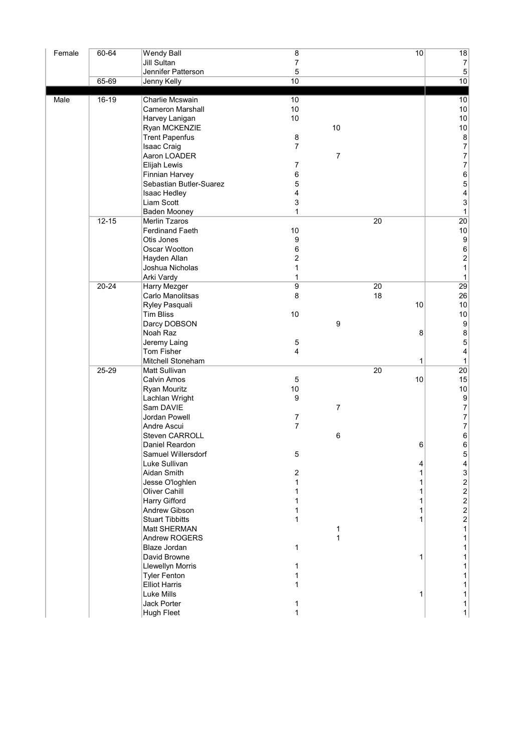| | | | | | | | |
|---|---|---|---|---|---|---|---|
| Female | 60-64 | Wendy Ball | 8 | | | 10 | 18 |
| | | Jill Sultan | 7 | | | | 7 |
| | | Jennifer Patterson | 5 | | | | 5 |
| | 65-69 | Jenny Kelly | 10 | | | | 10 |
| | | | | | | | |
| Male | 16-19 | Charlie Mcswain | 10 | | | | 10 |
| | | Cameron Marshall | 10 | | | | 10 |
| | | Harvey Lanigan | 10 | | | | 10 |
| | | Ryan MCKENZIE | | 10 | | | 10 |
| | | Trent Papenfus | 8 | | | | 8 |
| | | Isaac Craig | 7 | | | | 7 |
| | | Aaron LOADER | | 7 | | | 7 |
| | | Elijah Lewis | 7 | | | | 7 |
| | | Finnian Harvey | 6 | | | | 6 |
| | | Sebastian Butler-Suarez | 5 | | | | 5 |
| | | Isaac Hedley | 4 | | | | 4 |
| | | Liam Scott | 3 | | | | 3 |
| | | Baden Mooney | 1 | | | | 1 |
| | 12-15 | Merlin Tzaros | | | 20 | | 20 |
| | | Ferdinand Faeth | 10 | | | | 10 |
| | | Otis Jones | 9 | | | | 9 |
| | | Oscar Wootton | 6 | | | | 6 |
| | | Hayden Allan | 2 | | | | 2 |
| | | Joshua Nicholas | 1 | | | | 1 |
| | | Arki Vardy | 1 | | | | 1 |
| | 20-24 | Harry Mezger | 9 | | 20 | | 29 |
| | | Carlo Manolitsas | 8 | | 18 | | 26 |
| | | Ryley Pasquali | | | | 10 | 10 |
| | | Tim Bliss | 10 | | | | 10 |
| | | Darcy DOBSON | | 9 | | | 9 |
| | | Noah Raz | | | | 8 | 8 |
| | | Jeremy Laing | 5 | | | | 5 |
| | | Tom Fisher | 4 | | | | 4 |
| | | Mitchell Stoneham | | | | 1 | 1 |
| | 25-29 | Matt Sullivan | | | 20 | | 20 |
| | | Calvin Amos | 5 | | | 10 | 15 |
| | | Ryan Mouritz | 10 | | | | 10 |
| | | Lachlan Wright | 9 | | | | 9 |
| | | Sam DAVIE | | 7 | | | 7 |
| | | Jordan Powell | 7 | | | | 7 |
| | | Andre Ascui | 7 | | | | 7 |
| | | Steven CARROLL | | 6 | | | 6 |
| | | Daniel Reardon | | | | 6 | 6 |
| | | Samuel Willersdorf | 5 | | | | 5 |
| | | Luke Sullivan | | | | 4 | 4 |
| | | Aidan Smith | 2 | | | 1 | 3 |
| | | Jesse O'loghlen | 1 | | | 1 | 2 |
| | | Oliver Cahill | 1 | | | 1 | 2 |
| | | Harry Gifford | 1 | | | 1 | 2 |
| | | Andrew Gibson | 1 | | | 1 | 2 |
| | | Stuart Tibbitts | 1 | | | 1 | 2 |
| | | Matt SHERMAN | | 1 | | | 1 |
| | | Andrew ROGERS | | 1 | | | 1 |
| | | Blaze Jordan | 1 | | | | 1 |
| | | David Browne | | | | 1 | 1 |
| | | Llewellyn Morris | 1 | | | | 1 |
| | | Tyler Fenton | 1 | | | | 1 |
| | | Elliot Harris | 1 | | | | 1 |
| | | Luke Mills | | | | 1 | 1 |
| | | Jack Porter | 1 | | | | 1 |
| | | Hugh Fleet | 1 | | | | 1 |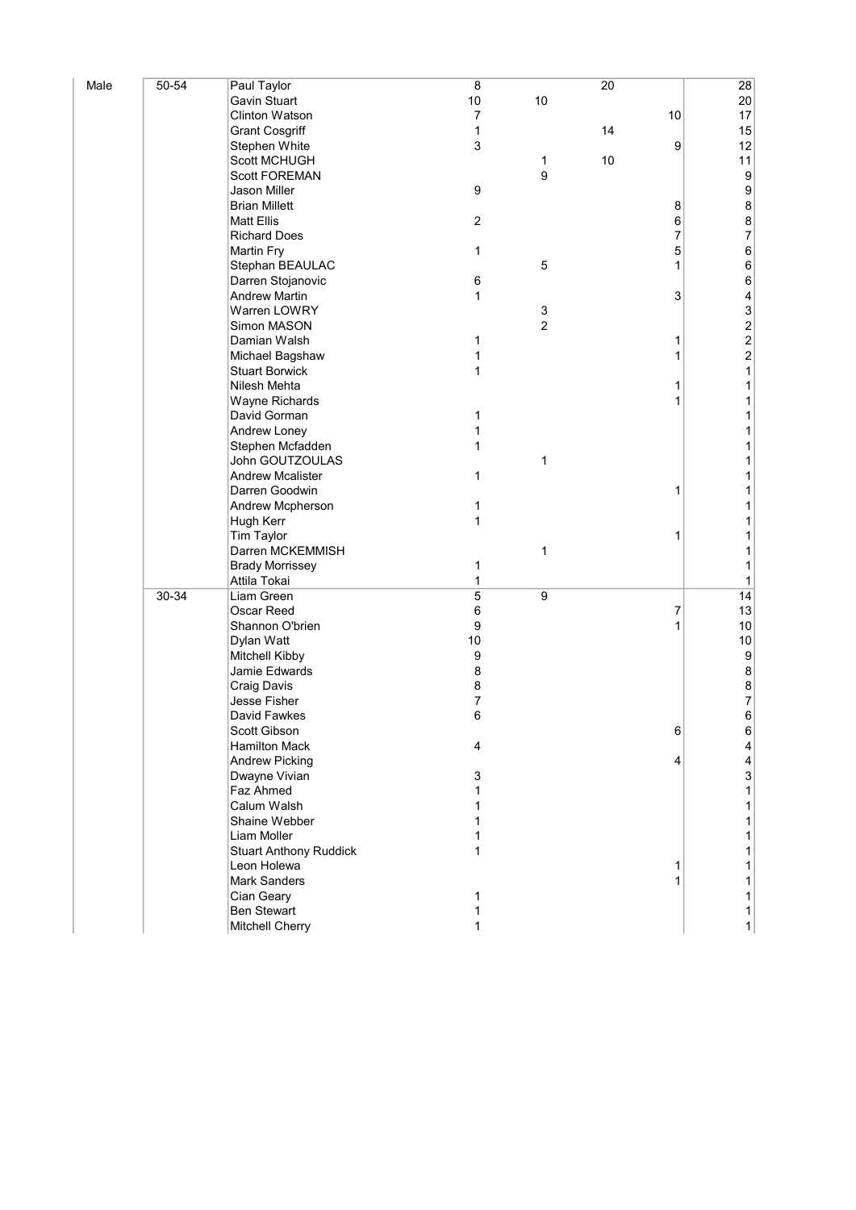| | | | | | | | |
|---|---|---|---|---|---|---|---|
| Male | 50-54 | Paul Taylor | 8 | | 20 | | 28 |
| | | Gavin Stuart | 10 | 10 | | | 20 |
| | | Clinton Watson | 7 | | | 10 | 17 |
| | | Grant Cosgriff | 1 | | 14 | | 15 |
| | | Stephen White | 3 | | | 9 | 12 |
| | | Scott MCHUGH | | 1 | 10 | | 11 |
| | | Scott FOREMAN | | 9 | | | 9 |
| | | Jason Miller | 9 | | | | 9 |
| | | Brian Millett | | | | 8 | 8 |
| | | Matt Ellis | 2 | | | 6 | 8 |
| | | Richard Does | | | | 7 | 7 |
| | | Martin Fry | 1 | | | 5 | 6 |
| | | Stephan BEAULAC | | 5 | | 1 | 6 |
| | | Darren Stojanovic | 6 | | | | 6 |
| | | Andrew Martin | 1 | | | 3 | 4 |
| | | Warren LOWRY | | 3 | | | 3 |
| | | Simon MASON | | 2 | | | 2 |
| | | Damian Walsh | 1 | | | 1 | 2 |
| | | Michael Bagshaw | 1 | | | 1 | 2 |
| | | Stuart Borwick | 1 | | | | 1 |
| | | Nilesh Mehta | | | | 1 | 1 |
| | | Wayne Richards | | | | 1 | 1 |
| | | David Gorman | 1 | | | | 1 |
| | | Andrew Loney | 1 | | | | 1 |
| | | Stephen Mcfadden | 1 | | | | 1 |
| | | John GOUTZOULAS | | 1 | | | 1 |
| | | Andrew Mcalister | 1 | | | | 1 |
| | | Darren Goodwin | | | | 1 | 1 |
| | | Andrew Mcpherson | 1 | | | | 1 |
| | | Hugh Kerr | 1 | | | | 1 |
| | | Tim Taylor | | | | 1 | 1 |
| | | Darren MCKEMMISH | | 1 | | | 1 |
| | | Brady Morrissey | 1 | | | | 1 |
| | | Attila Tokai | 1 | | | | 1 |
| | 30-34 | Liam Green | 5 | 9 | | | 14 |
| | | Oscar Reed | 6 | | | 7 | 13 |
| | | Shannon O'brien | 9 | | | 1 | 10 |
| | | Dylan Watt | 10 | | | | 10 |
| | | Mitchell Kibby | 9 | | | | 9 |
| | | Jamie Edwards | 8 | | | | 8 |
| | | Craig Davis | 8 | | | | 8 |
| | | Jesse Fisher | 7 | | | | 7 |
| | | David Fawkes | 6 | | | | 6 |
| | | Scott Gibson | | | | 6 | 6 |
| | | Hamilton Mack | 4 | | | | 4 |
| | | Andrew Picking | | | | 4 | 4 |
| | | Dwayne Vivian | 3 | | | | 3 |
| | | Faz Ahmed | 1 | | | | 1 |
| | | Calum Walsh | 1 | | | | 1 |
| | | Shaine Webber | 1 | | | | 1 |
| | | Liam Moller | 1 | | | | 1 |
| | | Stuart Anthony Ruddick | 1 | | | | 1 |
| | | Leon Holewa | | | | 1 | 1 |
| | | Mark Sanders | | | | 1 | 1 |
| | | Cian Geary | 1 | | | | 1 |
| | | Ben Stewart | 1 | | | | 1 |
| | | Mitchell Cherry | 1 | | | | 1 |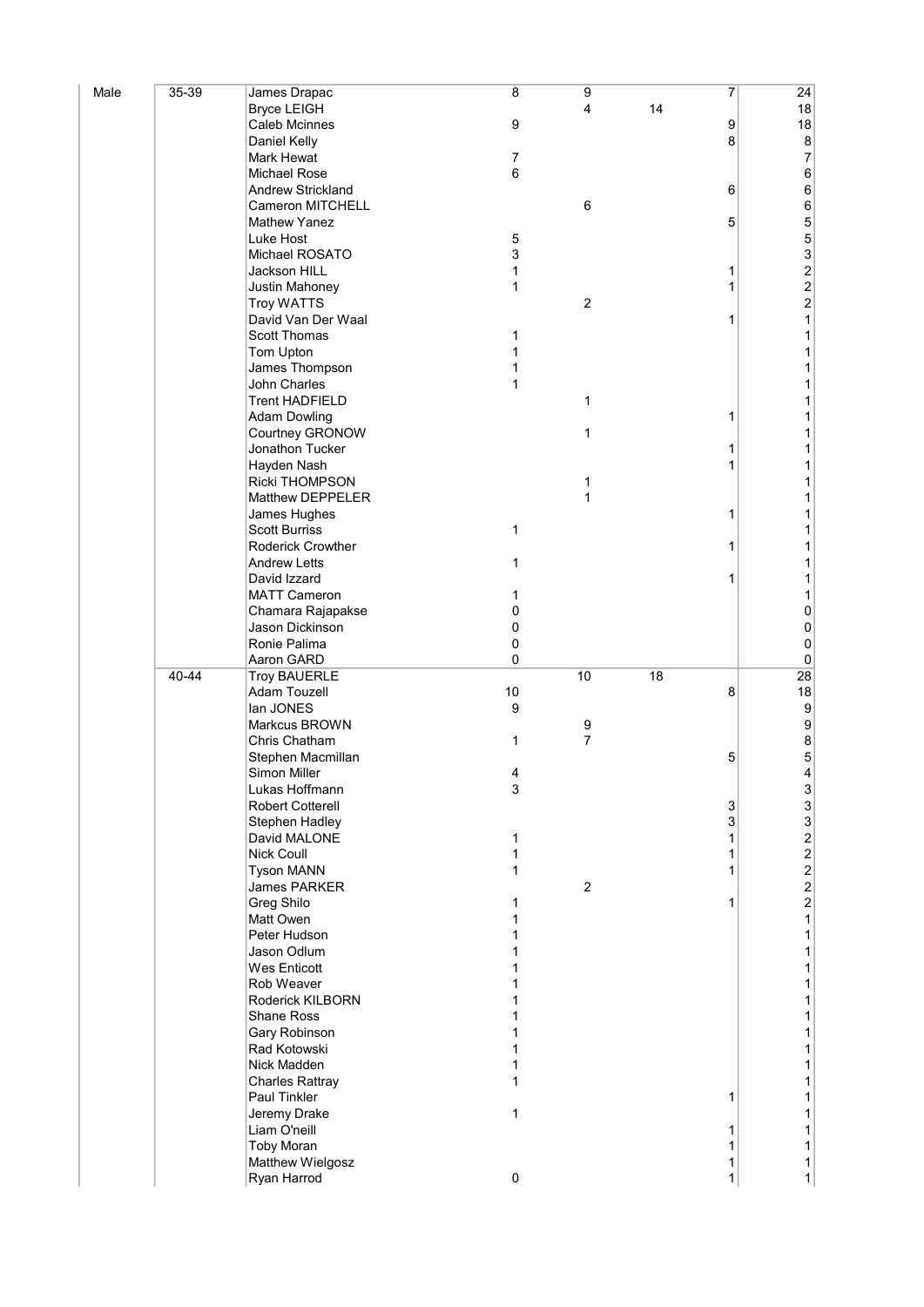| | | | | | | | |
|---|---|---|---|---|---|---|---|
| Male | 35-39 | James Drapac | 8 | 9 | | 7 | 24 |
| | | Bryce LEIGH | | 4 | 14 | | 18 |
| | | Caleb Mcinnes | 9 | | | 9 | 18 |
| | | Daniel Kelly | | | | 8 | 8 |
| | | Mark Hewat | 7 | | | | 7 |
| | | Michael Rose | 6 | | | | 6 |
| | | Andrew Strickland | | | | 6 | 6 |
| | | Cameron MITCHELL | | 6 | | | 6 |
| | | Mathew Yanez | | | | 5 | 5 |
| | | Luke Host | 5 | | | | 5 |
| | | Michael ROSATO | 3 | | | | 3 |
| | | Jackson HILL | 1 | | | 1 | 2 |
| | | Justin Mahoney | 1 | | | 1 | 2 |
| | | Troy WATTS | | 2 | | | 2 |
| | | David Van Der Waal | | | | 1 | 1 |
| | | Scott Thomas | 1 | | | | 1 |
| | | Tom Upton | 1 | | | | 1 |
| | | James Thompson | 1 | | | | 1 |
| | | John Charles | 1 | | | | 1 |
| | | Trent HADFIELD | | 1 | | | 1 |
| | | Adam Dowling | | | | 1 | 1 |
| | | Courtney GRONOW | | 1 | | | 1 |
| | | Jonathon Tucker | | | | 1 | 1 |
| | | Hayden Nash | | | | 1 | 1 |
| | | Ricki THOMPSON | | 1 | | | 1 |
| | | Matthew DEPPELER | | 1 | | | 1 |
| | | James Hughes | | | | 1 | 1 |
| | | Scott Burriss | 1 | | | | 1 |
| | | Roderick Crowther | | | | 1 | 1 |
| | | Andrew Letts | 1 | | | | 1 |
| | | David Izzard | | | | 1 | 1 |
| | | MATT Cameron | 1 | | | | 1 |
| | | Chamara Rajapakse | 0 | | | | 0 |
| | | Jason Dickinson | 0 | | | | 0 |
| | | Ronie Palima | 0 | | | | 0 |
| | | Aaron GARD | 0 | | | | 0 |
| | 40-44 | Troy BAUERLE | | 10 | 18 | | 28 |
| | | Adam Touzell | 10 | | | 8 | 18 |
| | | Ian JONES | 9 | | | | 9 |
| | | Markcus BROWN | | 9 | | | 9 |
| | | Chris Chatham | 1 | 7 | | | 8 |
| | | Stephen Macmillan | | | | 5 | 5 |
| | | Simon Miller | 4 | | | | 4 |
| | | Lukas Hoffmann | 3 | | | | 3 |
| | | Robert Cotterell | | | | 3 | 3 |
| | | Stephen Hadley | | | | 3 | 3 |
| | | David MALONE | 1 | | | 1 | 2 |
| | | Nick Coull | 1 | | | 1 | 2 |
| | | Tyson MANN | 1 | | | 1 | 2 |
| | | James PARKER | | 2 | | | 2 |
| | | Greg Shilo | 1 | | | 1 | 2 |
| | | Matt Owen | 1 | | | | 1 |
| | | Peter Hudson | 1 | | | | 1 |
| | | Jason Odlum | 1 | | | | 1 |
| | | Wes Enticott | 1 | | | | 1 |
| | | Rob Weaver | 1 | | | | 1 |
| | | Roderick KILBORN | 1 | | | | 1 |
| | | Shane Ross | 1 | | | | 1 |
| | | Gary Robinson | 1 | | | | 1 |
| | | Rad Kotowski | 1 | | | | 1 |
| | | Nick Madden | 1 | | | | 1 |
| | | Charles Rattray | 1 | | | | 1 |
| | | Paul Tinkler | | | | 1 | 1 |
| | | Jeremy Drake | 1 | | | | 1 |
| | | Liam O'neill | | | | 1 | 1 |
| | | Toby Moran | | | | 1 | 1 |
| | | Matthew Wielgosz | | | | 1 | 1 |
| | | Ryan Harrod | 0 | | | 1 | 1 |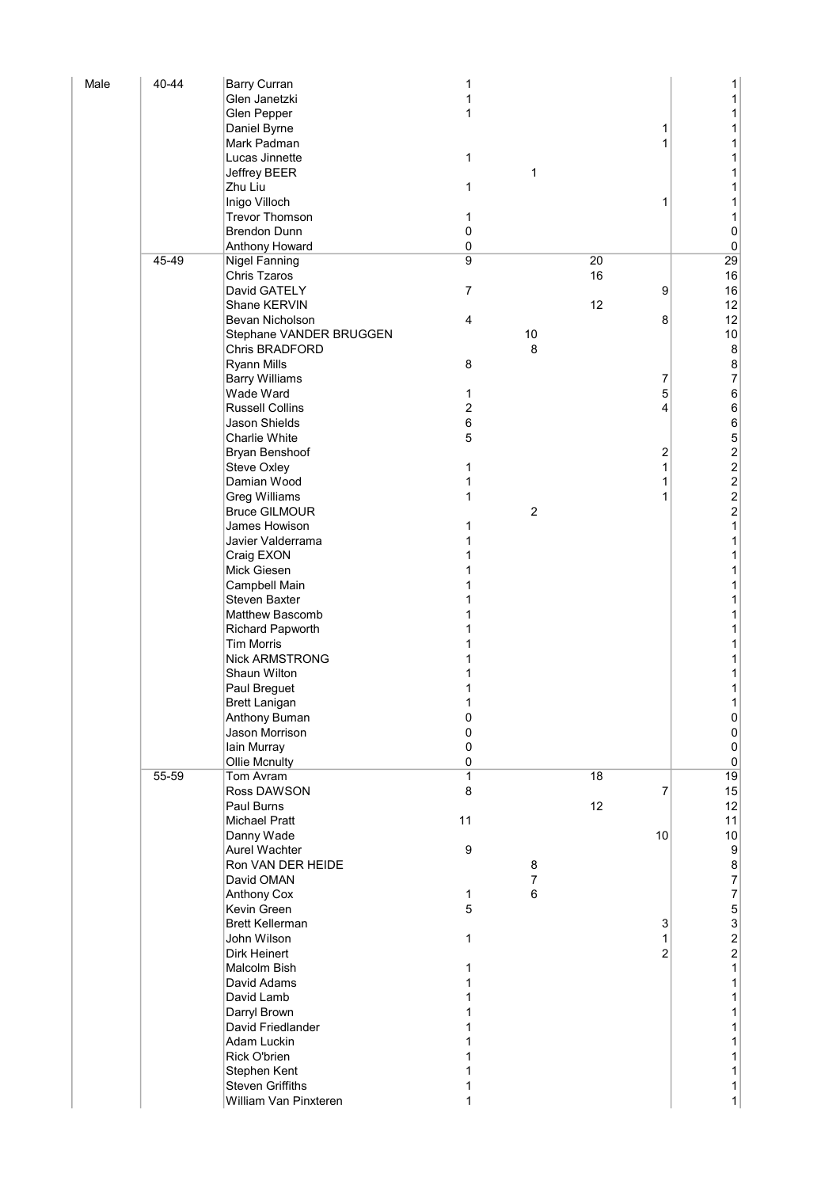| | | | | | | | |
|---|---|---|---|---|---|---|---|
| Male | 40-44 | Barry Curran | 1 | | | | 1 |
| | | Glen Janetzki | 1 | | | | 1 |
| | | Glen Pepper | 1 | | | | 1 |
| | | Daniel Byrne | | | | 1 | 1 |
| | | Mark Padman | | | | 1 | 1 |
| | | Lucas Jinnette | 1 | | | | 1 |
| | | Jeffrey BEER | | 1 | | | 1 |
| | | Zhu Liu | 1 | | | | 1 |
| | | Inigo Villoch | | | | 1 | 1 |
| | | Trevor Thomson | 1 | | | | 1 |
| | | Brendon Dunn | 0 | | | | 0 |
| | | Anthony Howard | 0 | | | | 0 |
| | 45-49 | Nigel Fanning | 9 | | 20 | | 29 |
| | | Chris Tzaros | | | 16 | | 16 |
| | | David GATELY | 7 | | | 9 | 16 |
| | | Shane KERVIN | | | 12 | | 12 |
| | | Bevan Nicholson | 4 | | | 8 | 12 |
| | | Stephane VANDER BRUGGEN | | 10 | | | 10 |
| | | Chris BRADFORD | | 8 | | | 8 |
| | | Ryann Mills | 8 | | | | 8 |
| | | Barry Williams | | | | 7 | 7 |
| | | Wade Ward | 1 | | | 5 | 6 |
| | | Russell Collins | 2 | | | 4 | 6 |
| | | Jason Shields | 6 | | | | 6 |
| | | Charlie White | 5 | | | | 5 |
| | | Bryan Benshoof | | | | 2 | 2 |
| | | Steve Oxley | 1 | | | 1 | 2 |
| | | Damian Wood | 1 | | | 1 | 2 |
| | | Greg Williams | 1 | | | 1 | 2 |
| | | Bruce GILMOUR | | 2 | | | 2 |
| | | James Howison | 1 | | | | 1 |
| | | Javier Valderrama | 1 | | | | 1 |
| | | Craig EXON | 1 | | | | 1 |
| | | Mick Giesen | 1 | | | | 1 |
| | | Campbell Main | 1 | | | | 1 |
| | | Steven Baxter | 1 | | | | 1 |
| | | Matthew Bascomb | 1 | | | | 1 |
| | | Richard Papworth | 1 | | | | 1 |
| | | Tim Morris | 1 | | | | 1 |
| | | Nick ARMSTRONG | 1 | | | | 1 |
| | | Shaun Wilton | 1 | | | | 1 |
| | | Paul Breguet | 1 | | | | 1 |
| | | Brett Lanigan | 1 | | | | 1 |
| | | Anthony Buman | 0 | | | | 0 |
| | | Jason Morrison | 0 | | | | 0 |
| | | Iain Murray | 0 | | | | 0 |
| | | Ollie Mcnulty | 0 | | | | 0 |
| | 55-59 | Tom Avram | 1 | | 18 | | 19 |
| | | Ross DAWSON | 8 | | | 7 | 15 |
| | | Paul Burns | | | 12 | | 12 |
| | | Michael Pratt | 11 | | | | 11 |
| | | Danny Wade | | | | 10 | 10 |
| | | Aurel Wachter | 9 | | | | 9 |
| | | Ron VAN DER HEIDE | | 8 | | | 8 |
| | | David OMAN | | 7 | | | 7 |
| | | Anthony Cox | 1 | 6 | | | 7 |
| | | Kevin Green | 5 | | | | 5 |
| | | Brett Kellerman | | | | 3 | 3 |
| | | John Wilson | 1 | | | 1 | 2 |
| | | Dirk Heinert | | | | 2 | 2 |
| | | Malcolm Bish | 1 | | | | 1 |
| | | David Adams | 1 | | | | 1 |
| | | David Lamb | 1 | | | | 1 |
| | | Darryl Brown | 1 | | | | 1 |
| | | David Friedlander | 1 | | | | 1 |
| | | Adam Luckin | 1 | | | | 1 |
| | | Rick O'brien | 1 | | | | 1 |
| | | Stephen Kent | 1 | | | | 1 |
| | | Steven Griffiths | 1 | | | | 1 |
| | | William Van Pinxteren | 1 | | | | 1 |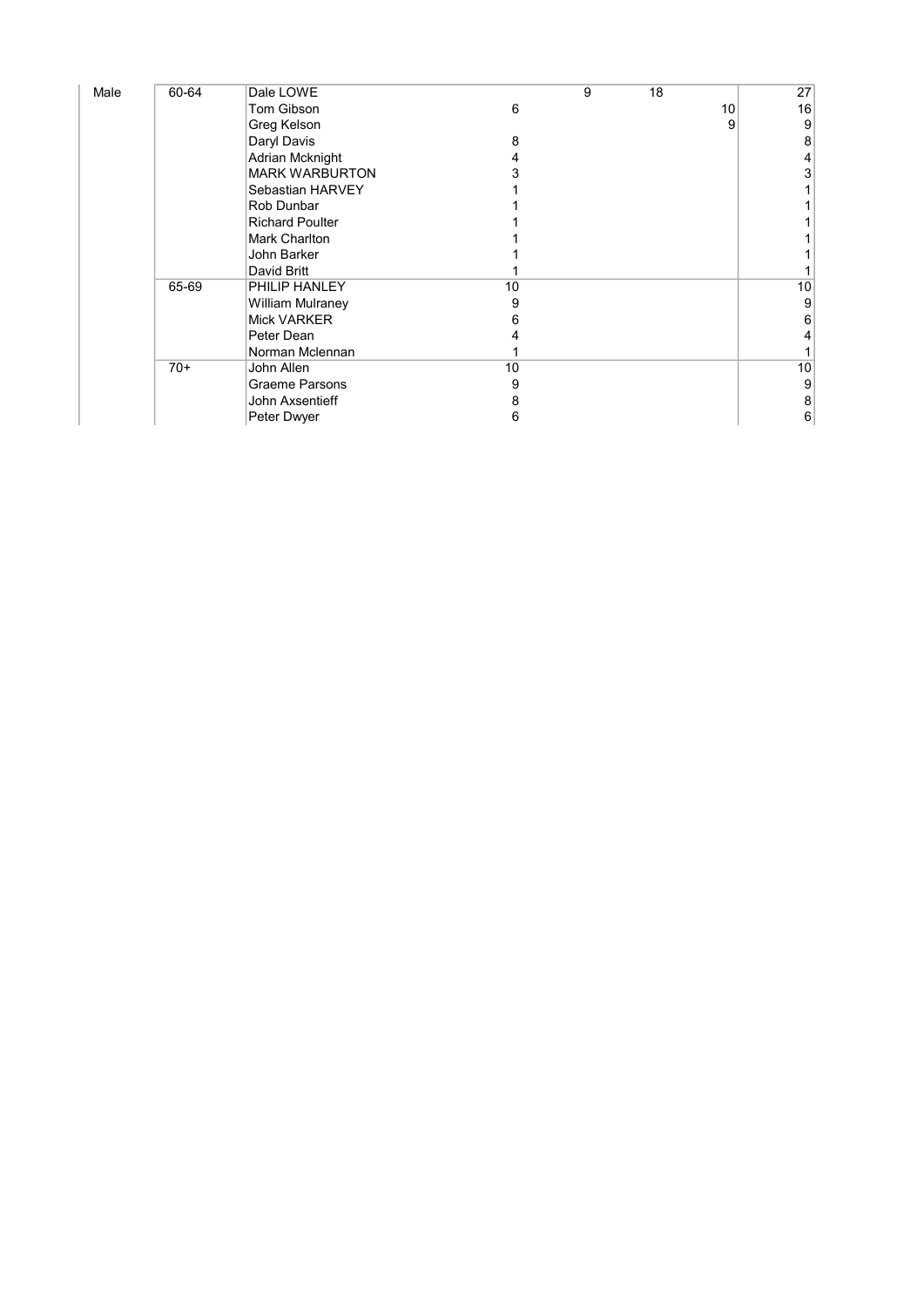| | | | | | | | |
|---|---|---|---|---|---|---|---|
| Male | 60-64 | Dale LOWE | | 9 | 18 | | 27 |
| | | Tom Gibson | 6 | | | 10 | 16 |
| | | Greg Kelson | | | | 9 | 9 |
| | | Daryl Davis | 8 | | | | 8 |
| | | Adrian Mcknight | 4 | | | | 4 |
| | | MARK WARBURTON | 3 | | | | 3 |
| | | Sebastian HARVEY | 1 | | | | 1 |
| | | Rob Dunbar | 1 | | | | 1 |
| | | Richard Poulter | 1 | | | | 1 |
| | | Mark Charlton | 1 | | | | 1 |
| | | John Barker | 1 | | | | 1 |
| | | David Britt | 1 | | | | 1 |
| | 65-69 | PHILIP HANLEY | 10 | | | | 10 |
| | | William Mulraney | 9 | | | | 9 |
| | | Mick VARKER | 6 | | | | 6 |
| | | Peter Dean | 4 | | | | 4 |
| | | Norman Mclennan | 1 | | | | 1 |
| | 70+ | John Allen | 10 | | | | 10 |
| | | Graeme Parsons | 9 | | | | 9 |
| | | John Axsentieff | 8 | | | | 8 |
| | | Peter Dwyer | 6 | | | | 6 |